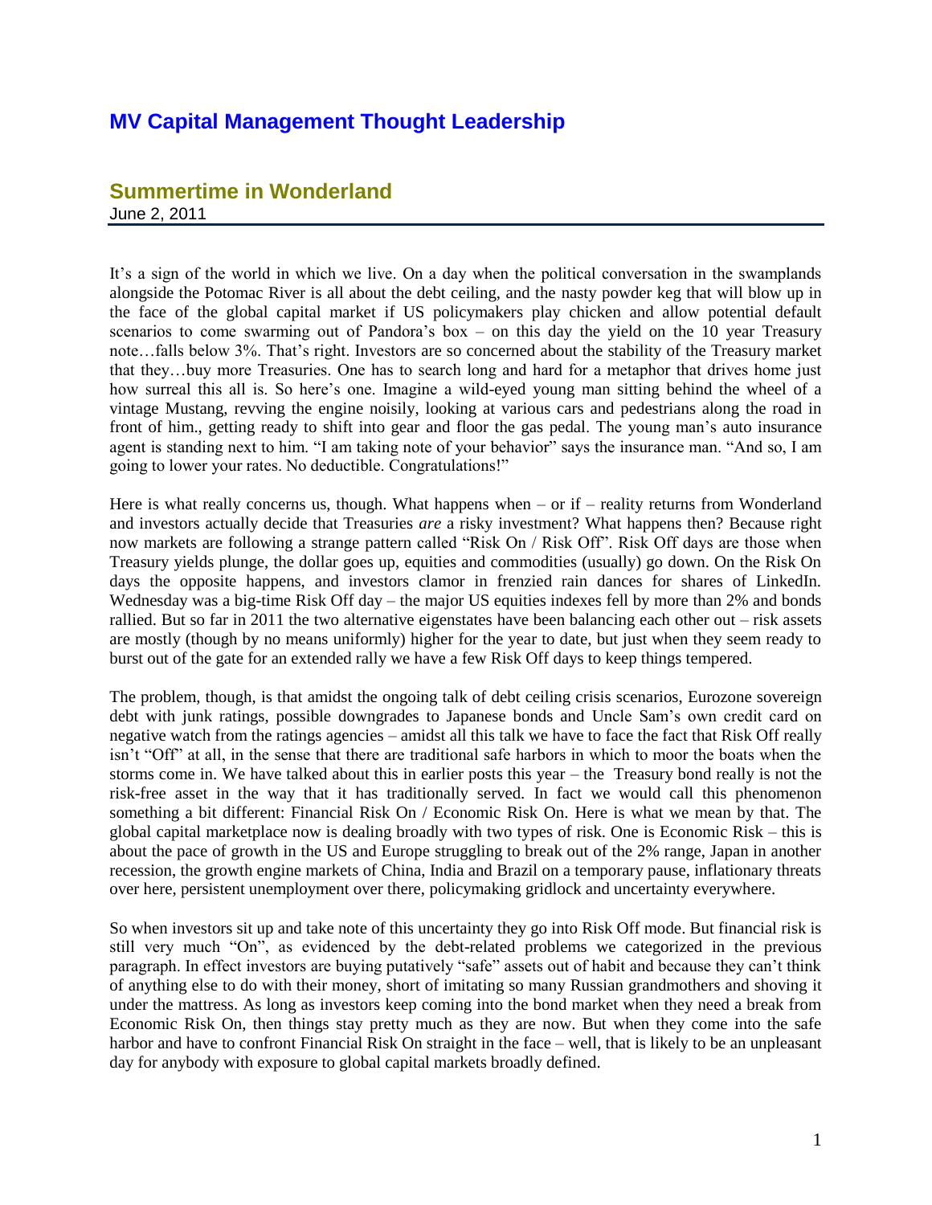# MV Capital Management Thought Leadership

## Summertime in Wonderland

June 2, 2011

It's a sign of the world in which we live. On a day when the political conversation in the swamplands alongside the Potomac River is all about the debt ceiling, and the nasty powder keg that will blow up in the face of the global capital market if US policymakers play chicken and allow potential default scenarios to come swarming out of Pandora's box – on this day the yield on the 10 year Treasury note…falls below 3%. That's right. Investors are so concerned about the stability of the Treasury market that they…buy more Treasuries. One has to search long and hard for a metaphor that drives home just how surreal this all is. So here's one. Imagine a wild-eyed young man sitting behind the wheel of a vintage Mustang, revving the engine noisily, looking at various cars and pedestrians along the road in front of him., getting ready to shift into gear and floor the gas pedal. The young man's auto insurance agent is standing next to him. "I am taking note of your behavior" says the insurance man. "And so, I am going to lower your rates. No deductible. Congratulations!"

Here is what really concerns us, though. What happens when – or if – reality returns from Wonderland and investors actually decide that Treasuries *are* a risky investment? What happens then? Because right now markets are following a strange pattern called "Risk On / Risk Off". Risk Off days are those when Treasury yields plunge, the dollar goes up, equities and commodities (usually) go down. On the Risk On days the opposite happens, and investors clamor in frenzied rain dances for shares of LinkedIn. Wednesday was a big-time Risk Off day – the major US equities indexes fell by more than 2% and bonds rallied. But so far in 2011 the two alternative eigenstates have been balancing each other out – risk assets are mostly (though by no means uniformly) higher for the year to date, but just when they seem ready to burst out of the gate for an extended rally we have a few Risk Off days to keep things tempered.

The problem, though, is that amidst the ongoing talk of debt ceiling crisis scenarios, Eurozone sovereign debt with junk ratings, possible downgrades to Japanese bonds and Uncle Sam's own credit card on negative watch from the ratings agencies – amidst all this talk we have to face the fact that Risk Off really isn't "Off" at all, in the sense that there are traditional safe harbors in which to moor the boats when the storms come in. We have talked about this in earlier posts this year – the Treasury bond really is not the risk-free asset in the way that it has traditionally served. In fact we would call this phenomenon something a bit different: Financial Risk On / Economic Risk On. Here is what we mean by that. The global capital marketplace now is dealing broadly with two types of risk. One is Economic Risk – this is about the pace of growth in the US and Europe struggling to break out of the 2% range, Japan in another recession, the growth engine markets of China, India and Brazil on a temporary pause, inflationary threats over here, persistent unemployment over there, policymaking gridlock and uncertainty everywhere.

So when investors sit up and take note of this uncertainty they go into Risk Off mode. But financial risk is still very much "On", as evidenced by the debt-related problems we categorized in the previous paragraph. In effect investors are buying putatively "safe" assets out of habit and because they can't think of anything else to do with their money, short of imitating so many Russian grandmothers and shoving it under the mattress. As long as investors keep coming into the bond market when they need a break from Economic Risk On, then things stay pretty much as they are now. But when they come into the safe harbor and have to confront Financial Risk On straight in the face – well, that is likely to be an unpleasant day for anybody with exposure to global capital markets broadly defined.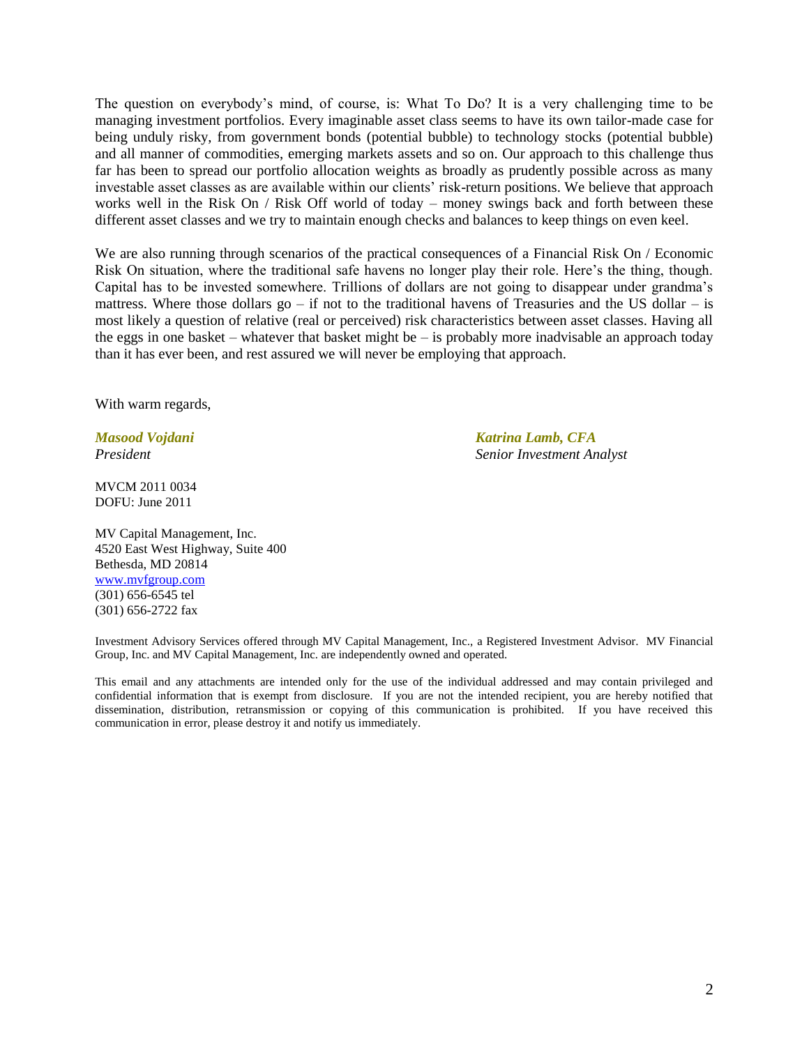The question on everybody's mind, of course, is: What To Do? It is a very challenging time to be managing investment portfolios. Every imaginable asset class seems to have its own tailor-made case for being unduly risky, from government bonds (potential bubble) to technology stocks (potential bubble) and all manner of commodities, emerging markets assets and so on. Our approach to this challenge thus far has been to spread our portfolio allocation weights as broadly as prudently possible across as many investable asset classes as are available within our clients' risk-return positions. We believe that approach works well in the Risk On / Risk Off world of today – money swings back and forth between these different asset classes and we try to maintain enough checks and balances to keep things on even keel.

We are also running through scenarios of the practical consequences of a Financial Risk On / Economic Risk On situation, where the traditional safe havens no longer play their role. Here's the thing, though. Capital has to be invested somewhere. Trillions of dollars are not going to disappear under grandma's mattress. Where those dollars go – if not to the traditional havens of Treasuries and the US dollar – is most likely a question of relative (real or perceived) risk characteristics between asset classes. Having all the eggs in one basket – whatever that basket might be – is probably more inadvisable an approach today than it has ever been, and rest assured we will never be employing that approach.

With warm regards,

***Masood Vojdani***
*President*

***Katrina Lamb, CFA***
*Senior Investment Analyst*

MVCM 2011 0034
DOFU: June 2011

MV Capital Management, Inc.
4520 East West Highway, Suite 400
Bethesda, MD 20814
www.mvfgroup.com
(301) 656-6545 tel
(301) 656-2722 fax

Investment Advisory Services offered through MV Capital Management, Inc., a Registered Investment Advisor. MV Financial Group, Inc. and MV Capital Management, Inc. are independently owned and operated.

This email and any attachments are intended only for the use of the individual addressed and may contain privileged and confidential information that is exempt from disclosure. If you are not the intended recipient, you are hereby notified that dissemination, distribution, retransmission or copying of this communication is prohibited. If you have received this communication in error, please destroy it and notify us immediately.